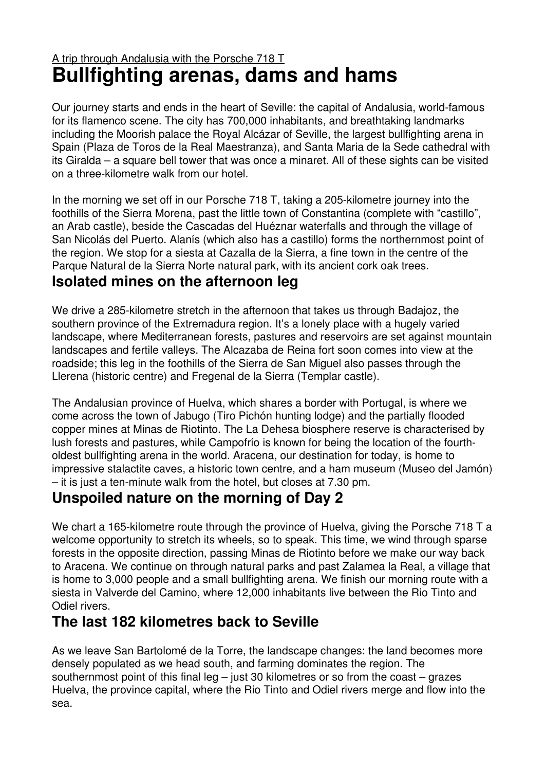A trip through Andalusia with the Porsche 718 T

# Bullfighting arenas, dams and hams

Our journey starts and ends in the heart of Seville: the capital of Andalusia, world-famous for its flamenco scene. The city has 700,000 inhabitants, and breathtaking landmarks including the Moorish palace the Royal Alcázar of Seville, the largest bullfighting arena in Spain (Plaza de Toros de la Real Maestranza), and Santa Maria de la Sede cathedral with its Giralda – a square bell tower that was once a minaret. All of these sights can be visited on a three-kilometre walk from our hotel.

In the morning we set off in our Porsche 718 T, taking a 205-kilometre journey into the foothills of the Sierra Morena, past the little town of Constantina (complete with "castillo", an Arab castle), beside the Cascadas del Huéznar waterfalls and through the village of San Nicolás del Puerto. Alanís (which also has a castillo) forms the northernmost point of the region. We stop for a siesta at Cazalla de la Sierra, a fine town in the centre of the Parque Natural de la Sierra Norte natural park, with its ancient cork oak trees.

## Isolated mines on the afternoon leg

We drive a 285-kilometre stretch in the afternoon that takes us through Badajoz, the southern province of the Extremadura region. It's a lonely place with a hugely varied landscape, where Mediterranean forests, pastures and reservoirs are set against mountain landscapes and fertile valleys. The Alcazaba de Reina fort soon comes into view at the roadside; this leg in the foothills of the Sierra de San Miguel also passes through the Llerena (historic centre) and Fregenal de la Sierra (Templar castle).

The Andalusian province of Huelva, which shares a border with Portugal, is where we come across the town of Jabugo (Tiro Pichón hunting lodge) and the partially flooded copper mines at Minas de Riotinto. The La Dehesa biosphere reserve is characterised by lush forests and pastures, while Campofrío is known for being the location of the fourth-oldest bullfighting arena in the world. Aracena, our destination for today, is home to impressive stalactite caves, a historic town centre, and a ham museum (Museo del Jamón) – it is just a ten-minute walk from the hotel, but closes at 7.30 pm.

## Unspoiled nature on the morning of Day 2

We chart a 165-kilometre route through the province of Huelva, giving the Porsche 718 T a welcome opportunity to stretch its wheels, so to speak. This time, we wind through sparse forests in the opposite direction, passing Minas de Riotinto before we make our way back to Aracena. We continue on through natural parks and past Zalamea la Real, a village that is home to 3,000 people and a small bullfighting arena. We finish our morning route with a siesta in Valverde del Camino, where 12,000 inhabitants live between the Rio Tinto and Odiel rivers.

## The last 182 kilometres back to Seville

As we leave San Bartolomé de la Torre, the landscape changes: the land becomes more densely populated as we head south, and farming dominates the region. The southernmost point of this final leg – just 30 kilometres or so from the coast – grazes Huelva, the province capital, where the Rio Tinto and Odiel rivers merge and flow into the sea.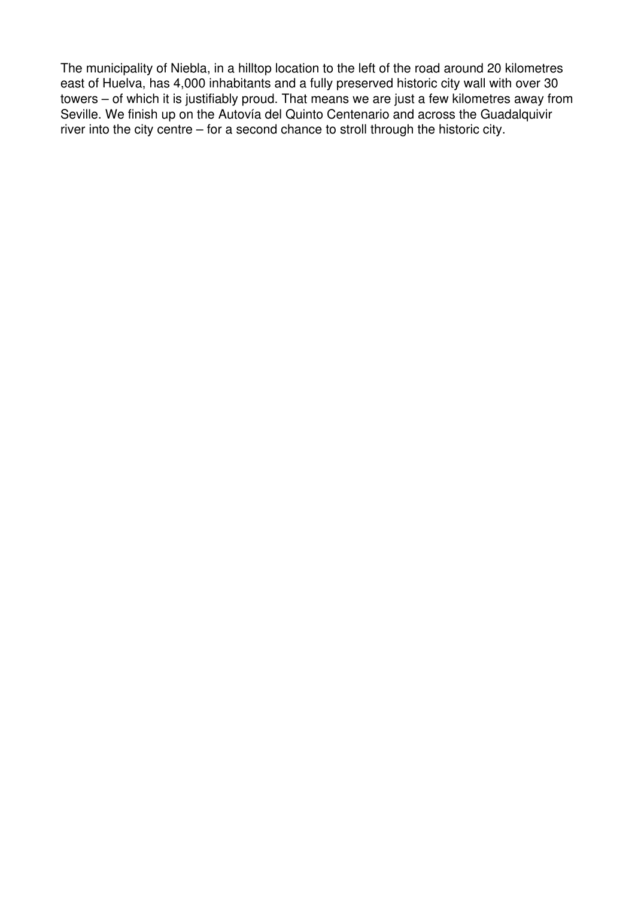The municipality of Niebla, in a hilltop location to the left of the road around 20 kilometres east of Huelva, has 4,000 inhabitants and a fully preserved historic city wall with over 30 towers – of which it is justifiably proud. That means we are just a few kilometres away from Seville. We finish up on the Autovía del Quinto Centenario and across the Guadalquivir river into the city centre – for a second chance to stroll through the historic city.